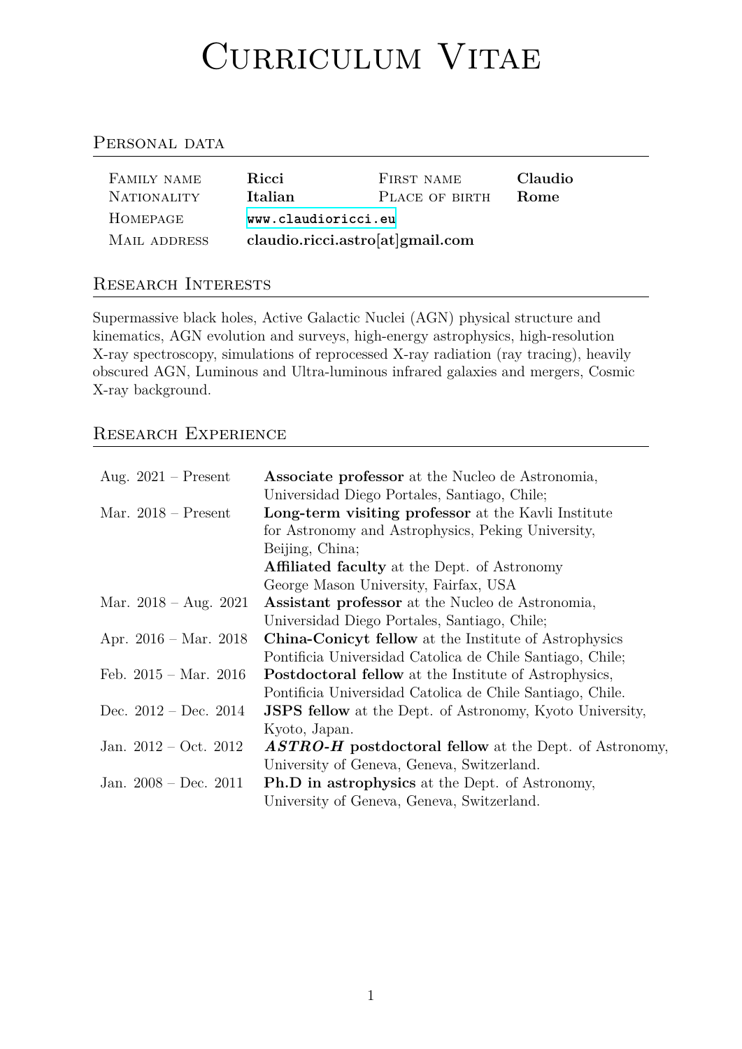# Curriculum Vitae

## Personal data

| | | | |
|---|---|---|---|
| Family name | **Ricci** | First name | **Claudio** |
| Nationality | **Italian** | Place of birth | **Rome** |
| Homepage | www.claudioricci.eu | | |
| Mail address | **claudio.ricci.astro[at]gmail.com** | | |

## Research Interests

Supermassive black holes, Active Galactic Nuclei (AGN) physical structure and kinematics, AGN evolution and surveys, high-energy astrophysics, high-resolution X-ray spectroscopy, simulations of reprocessed X-ray radiation (ray tracing), heavily obscured AGN, Luminous and Ultra-luminous infrared galaxies and mergers, Cosmic X-ray background.

## Research Experience

| | |
|---|---|
| Aug. 2021 – Present | **Associate professor** at the Nucleo de Astronomia, Universidad Diego Portales, Santiago, Chile; |
| Mar. 2018 – Present | **Long-term visiting professor** at the Kavli Institute for Astronomy and Astrophysics, Peking University, Beijing, China; **Affiliated faculty** at the Dept. of Astronomy George Mason University, Fairfax, USA |
| Mar. 2018 – Aug. 2021 | **Assistant professor** at the Nucleo de Astronomia, Universidad Diego Portales, Santiago, Chile; |
| Apr. 2016 – Mar. 2018 | **China-Conicyt fellow** at the Institute of Astrophysics Pontificia Universidad Catolica de Chile Santiago, Chile; |
| Feb. 2015 – Mar. 2016 | **Postdoctoral fellow** at the Institute of Astrophysics, Pontificia Universidad Catolica de Chile Santiago, Chile. |
| Dec. 2012 – Dec. 2014 | **JSPS fellow** at the Dept. of Astronomy, Kyoto University, Kyoto, Japan. |
| Jan. 2012 – Oct. 2012 | ***ASTRO-H*** **postdoctoral fellow** at the Dept. of Astronomy, University of Geneva, Geneva, Switzerland. |
| Jan. 2008 – Dec. 2011 | **Ph.D in astrophysics** at the Dept. of Astronomy, University of Geneva, Geneva, Switzerland. |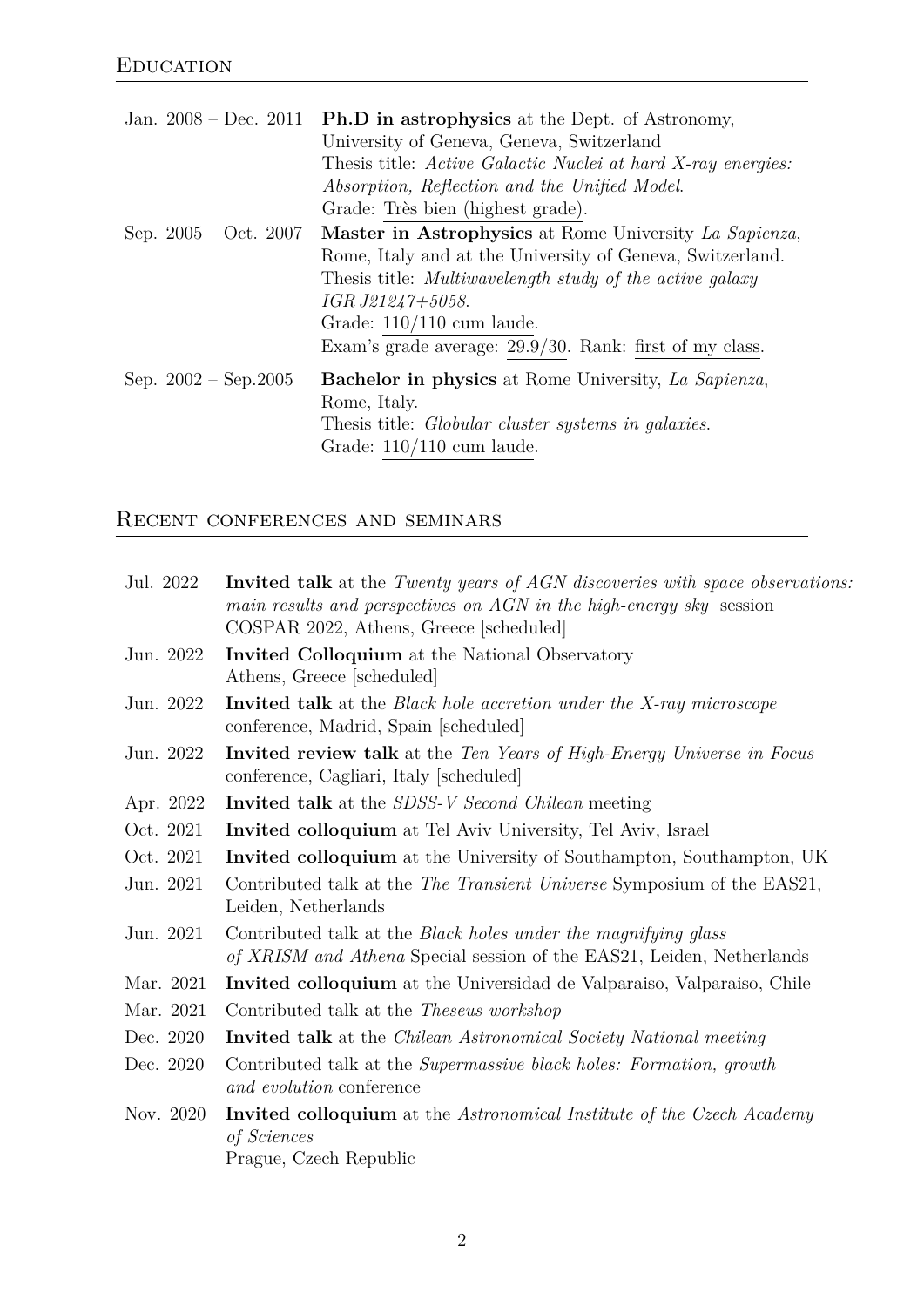## Education

**Jan. 2008 – Dec. 2011** **Ph.D in astrophysics** at the Dept. of Astronomy, University of Geneva, Geneva, Switzerland
Thesis title: *Active Galactic Nuclei at hard X-ray energies: Absorption, Reflection and the Unified Model*.
Grade: Très bien (highest grade).

**Sep. 2005 – Oct. 2007** **Master in Astrophysics** at Rome University *La Sapienza*, Rome, Italy and at the University of Geneva, Switzerland.
Thesis title: *Multiwavelength study of the active galaxy IGR J21247+5058*.
Grade: 110/110 cum laude.
Exam's grade average: 29.9/30. Rank: first of my class.

**Sep. 2002 – Sep.2005** **Bachelor in physics** at Rome University, *La Sapienza*, Rome, Italy.
Thesis title: *Globular cluster systems in galaxies*.
Grade: 110/110 cum laude.

## Recent conferences and seminars

- **Jul. 2022** **Invited talk** at the *Twenty years of AGN discoveries with space observations: main results and perspectives on AGN in the high-energy sky* session COSPAR 2022, Athens, Greece [scheduled]
- **Jun. 2022** **Invited Colloquium** at the National Observatory Athens, Greece [scheduled]
- **Jun. 2022** **Invited talk** at the *Black hole accretion under the X-ray microscope* conference, Madrid, Spain [scheduled]
- **Jun. 2022** **Invited review talk** at the *Ten Years of High-Energy Universe in Focus* conference, Cagliari, Italy [scheduled]
- **Apr. 2022** **Invited talk** at the *SDSS-V Second Chilean* meeting
- **Oct. 2021** **Invited colloquium** at Tel Aviv University, Tel Aviv, Israel
- **Oct. 2021** **Invited colloquium** at the University of Southampton, Southampton, UK
- **Jun. 2021** Contributed talk at the *The Transient Universe* Symposium of the EAS21, Leiden, Netherlands
- **Jun. 2021** Contributed talk at the *Black holes under the magnifying glass of XRISM and Athena* Special session of the EAS21, Leiden, Netherlands
- **Mar. 2021** **Invited colloquium** at the Universidad de Valparaiso, Valparaiso, Chile
- **Mar. 2021** Contributed talk at the *Theseus workshop*
- **Dec. 2020** **Invited talk** at the *Chilean Astronomical Society National meeting*
- **Dec. 2020** Contributed talk at the *Supermassive black holes: Formation, growth and evolution* conference
- **Nov. 2020** **Invited colloquium** at the *Astronomical Institute of the Czech Academy of Sciences* Prague, Czech Republic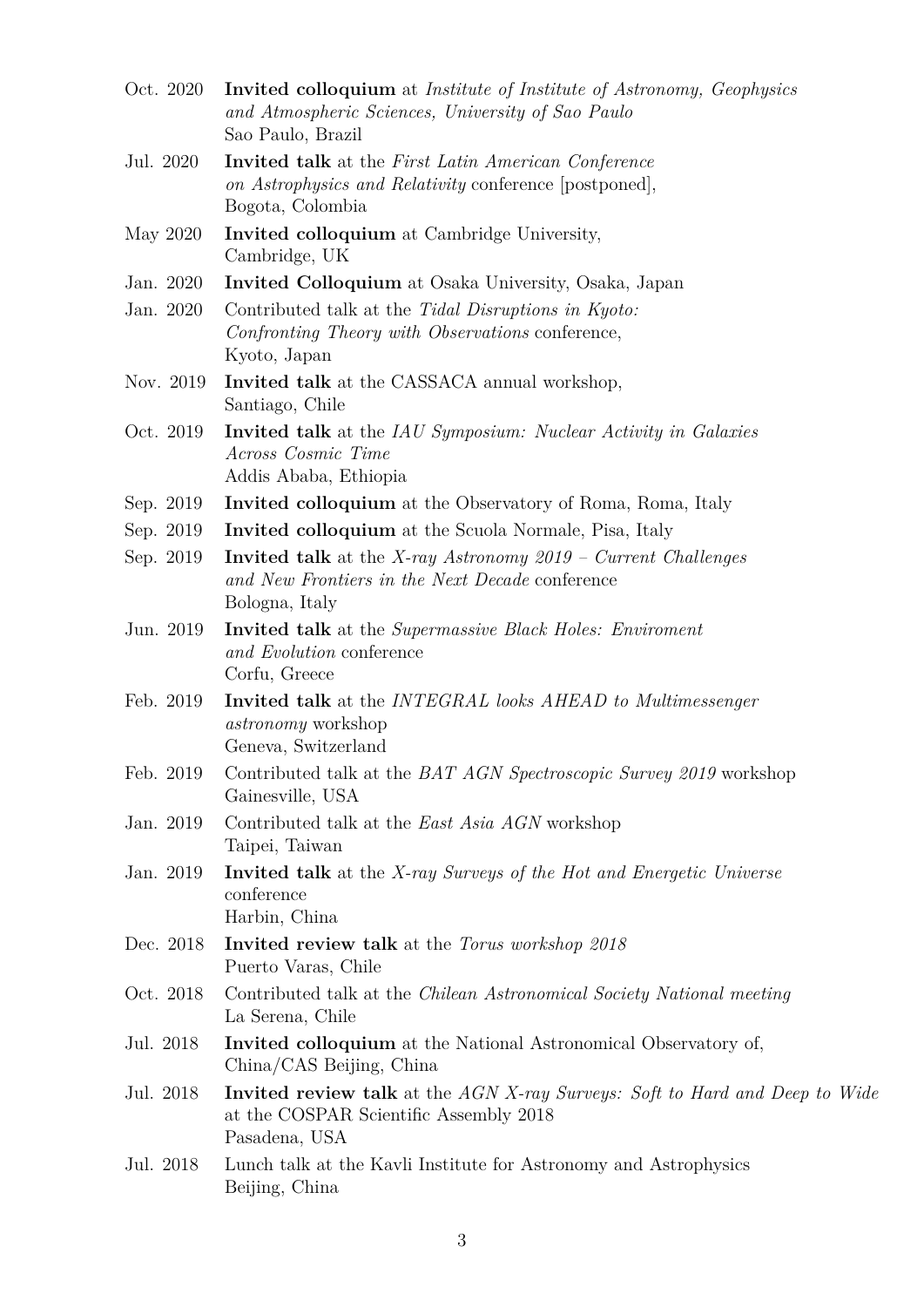Oct. 2020 **Invited colloquium** at *Institute of Institute of Astronomy, Geophysics and Atmospheric Sciences, University of Sao Paulo*
Sao Paulo, Brazil

Jul. 2020 **Invited talk** at the *First Latin American Conference on Astrophysics and Relativity* conference [postponed],
Bogota, Colombia

May 2020 **Invited colloquium** at Cambridge University,
Cambridge, UK

Jan. 2020 **Invited Colloquium** at Osaka University, Osaka, Japan

Jan. 2020 Contributed talk at the *Tidal Disruptions in Kyoto: Confronting Theory with Observations* conference,
Kyoto, Japan

Nov. 2019 **Invited talk** at the CASSACA annual workshop,
Santiago, Chile

Oct. 2019 **Invited talk** at the *IAU Symposium: Nuclear Activity in Galaxies Across Cosmic Time*
Addis Ababa, Ethiopia

Sep. 2019 **Invited colloquium** at the Observatory of Roma, Roma, Italy

Sep. 2019 **Invited colloquium** at the Scuola Normale, Pisa, Italy

Sep. 2019 **Invited talk** at the *X-ray Astronomy 2019 – Current Challenges and New Frontiers in the Next Decade* conference
Bologna, Italy

Jun. 2019 **Invited talk** at the *Supermassive Black Holes: Enviroment and Evolution* conference
Corfu, Greece

Feb. 2019 **Invited talk** at the *INTEGRAL looks AHEAD to Multimessenger astronomy* workshop
Geneva, Switzerland

Feb. 2019 Contributed talk at the *BAT AGN Spectroscopic Survey 2019* workshop
Gainesville, USA

Jan. 2019 Contributed talk at the *East Asia AGN* workshop
Taipei, Taiwan

Jan. 2019 **Invited talk** at the *X-ray Surveys of the Hot and Energetic Universe* conference
Harbin, China

Dec. 2018 **Invited review talk** at the *Torus workshop 2018*
Puerto Varas, Chile

Oct. 2018 Contributed talk at the *Chilean Astronomical Society National meeting*
La Serena, Chile

Jul. 2018 **Invited colloquium** at the National Astronomical Observatory of,
China/CAS Beijing, China

Jul. 2018 **Invited review talk** at the *AGN X-ray Surveys: Soft to Hard and Deep to Wide* at the COSPAR Scientific Assembly 2018
Pasadena, USA

Jul. 2018 Lunch talk at the Kavli Institute for Astronomy and Astrophysics
Beijing, China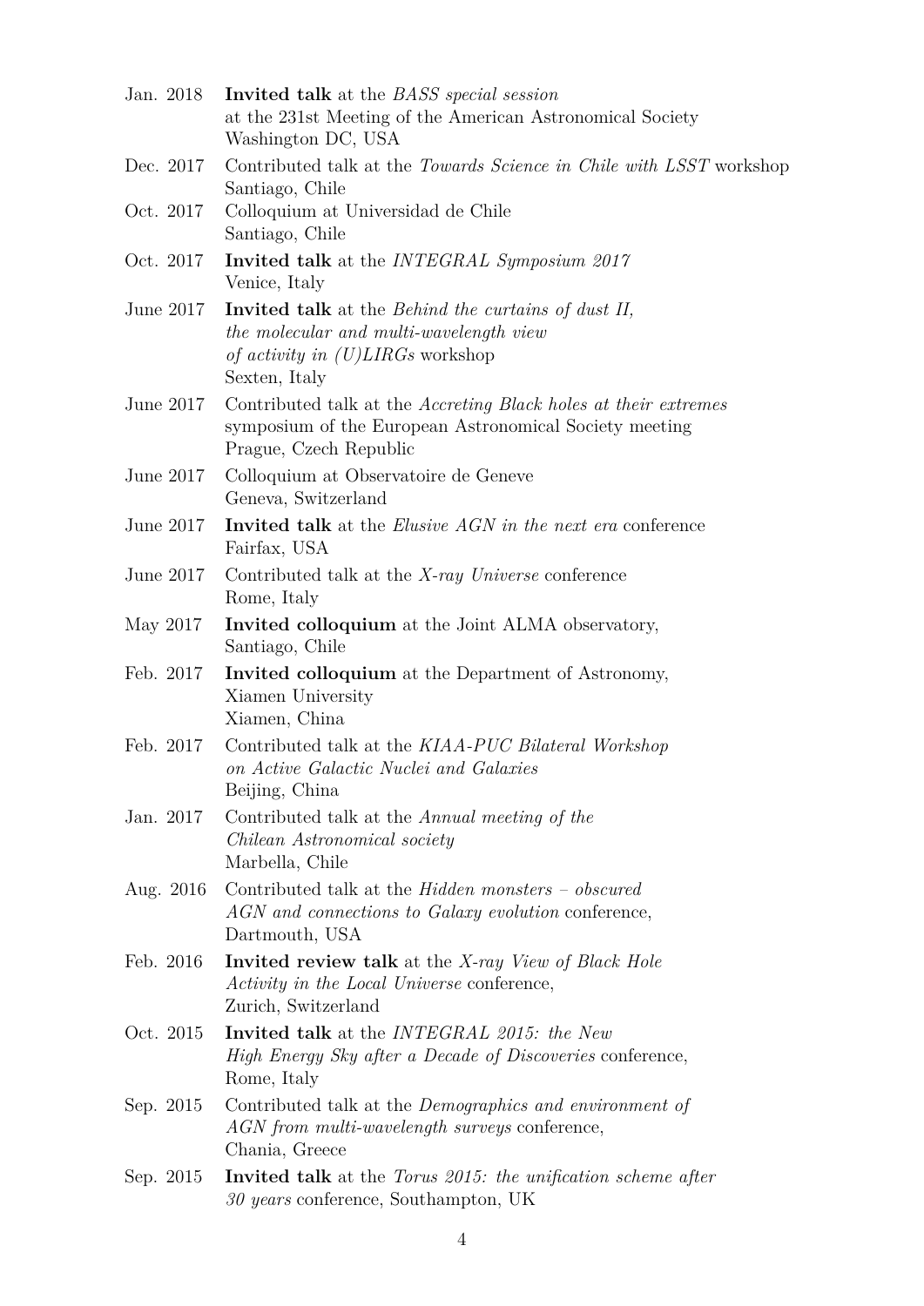Jan. 2018 **Invited talk** at the *BASS special session*
at the 231st Meeting of the American Astronomical Society
Washington DC, USA

Dec. 2017 Contributed talk at the *Towards Science in Chile with LSST* workshop
Santiago, Chile

Oct. 2017 Colloquium at Universidad de Chile
Santiago, Chile

Oct. 2017 **Invited talk** at the *INTEGRAL Symposium 2017*
Venice, Italy

June 2017 **Invited talk** at the *Behind the curtains of dust II, the molecular and multi-wavelength view of activity in (U)LIRGs* workshop
Sexten, Italy

June 2017 Contributed talk at the *Accreting Black holes at their extremes* symposium of the European Astronomical Society meeting
Prague, Czech Republic

June 2017 Colloquium at Observatoire de Geneve
Geneva, Switzerland

June 2017 **Invited talk** at the *Elusive AGN in the next era* conference
Fairfax, USA

June 2017 Contributed talk at the *X-ray Universe* conference
Rome, Italy

May 2017 **Invited colloquium** at the Joint ALMA observatory,
Santiago, Chile

Feb. 2017 **Invited colloquium** at the Department of Astronomy,
Xiamen University
Xiamen, China

Feb. 2017 Contributed talk at the *KIAA-PUC Bilateral Workshop on Active Galactic Nuclei and Galaxies*
Beijing, China

Jan. 2017 Contributed talk at the *Annual meeting of the Chilean Astronomical society*
Marbella, Chile

Aug. 2016 Contributed talk at the *Hidden monsters – obscured AGN and connections to Galaxy evolution* conference,
Dartmouth, USA

Feb. 2016 **Invited review talk** at the *X-ray View of Black Hole Activity in the Local Universe* conference,
Zurich, Switzerland

Oct. 2015 **Invited talk** at the *INTEGRAL 2015: the New High Energy Sky after a Decade of Discoveries* conference,
Rome, Italy

Sep. 2015 Contributed talk at the *Demographics and environment of AGN from multi-wavelength surveys* conference,
Chania, Greece

Sep. 2015 **Invited talk** at the *Torus 2015: the unification scheme after 30 years* conference, Southampton, UK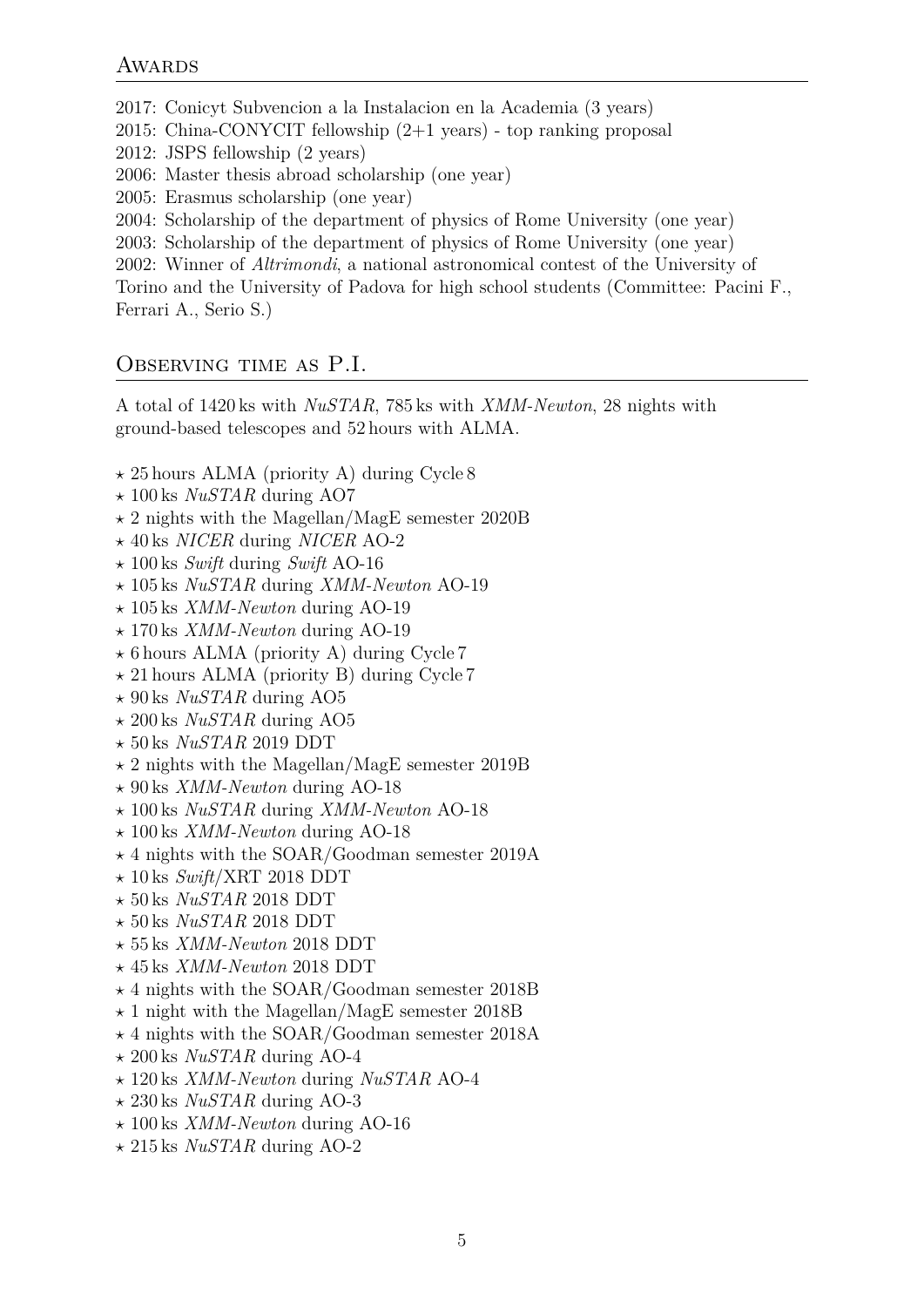## Awards

2017: Conicyt Subvencion a la Instalacion en la Academia (3 years)
2015: China-CONYCIT fellowship (2+1 years) - top ranking proposal
2012: JSPS fellowship (2 years)
2006: Master thesis abroad scholarship (one year)
2005: Erasmus scholarship (one year)
2004: Scholarship of the department of physics of Rome University (one year)
2003: Scholarship of the department of physics of Rome University (one year)
2002: Winner of *Altrimondi*, a national astronomical contest of the University of Torino and the University of Padova for high school students (Committee: Pacini F., Ferrari A., Serio S.)

## Observing time as P.I.

A total of 1420 ks with *NuSTAR*, 785 ks with *XMM-Newton*, 28 nights with ground-based telescopes and 52 hours with ALMA.

- ⋆ 25 hours ALMA (priority A) during Cycle 8
- ⋆ 100 ks *NuSTAR* during AO7
- ⋆ 2 nights with the Magellan/MagE semester 2020B
- ⋆ 40 ks *NICER* during *NICER* AO-2
- ⋆ 100 ks *Swift* during *Swift* AO-16
- ⋆ 105 ks *NuSTAR* during *XMM-Newton* AO-19
- ⋆ 105 ks *XMM-Newton* during AO-19
- ⋆ 170 ks *XMM-Newton* during AO-19
- ⋆ 6 hours ALMA (priority A) during Cycle 7
- ⋆ 21 hours ALMA (priority B) during Cycle 7
- ⋆ 90 ks *NuSTAR* during AO5
- ⋆ 200 ks *NuSTAR* during AO5
- ⋆ 50 ks *NuSTAR* 2019 DDT
- ⋆ 2 nights with the Magellan/MagE semester 2019B
- ⋆ 90 ks *XMM-Newton* during AO-18
- ⋆ 100 ks *NuSTAR* during *XMM-Newton* AO-18
- ⋆ 100 ks *XMM-Newton* during AO-18
- ⋆ 4 nights with the SOAR/Goodman semester 2019A
- ⋆ 10 ks *Swift*/XRT 2018 DDT
- ⋆ 50 ks *NuSTAR* 2018 DDT
- ⋆ 50 ks *NuSTAR* 2018 DDT
- ⋆ 55 ks *XMM-Newton* 2018 DDT
- ⋆ 45 ks *XMM-Newton* 2018 DDT
- ⋆ 4 nights with the SOAR/Goodman semester 2018B
- ⋆ 1 night with the Magellan/MagE semester 2018B
- ⋆ 4 nights with the SOAR/Goodman semester 2018A
- ⋆ 200 ks *NuSTAR* during AO-4
- ⋆ 120 ks *XMM-Newton* during *NuSTAR* AO-4
- ⋆ 230 ks *NuSTAR* during AO-3
- ⋆ 100 ks *XMM-Newton* during AO-16
- ⋆ 215 ks *NuSTAR* during AO-2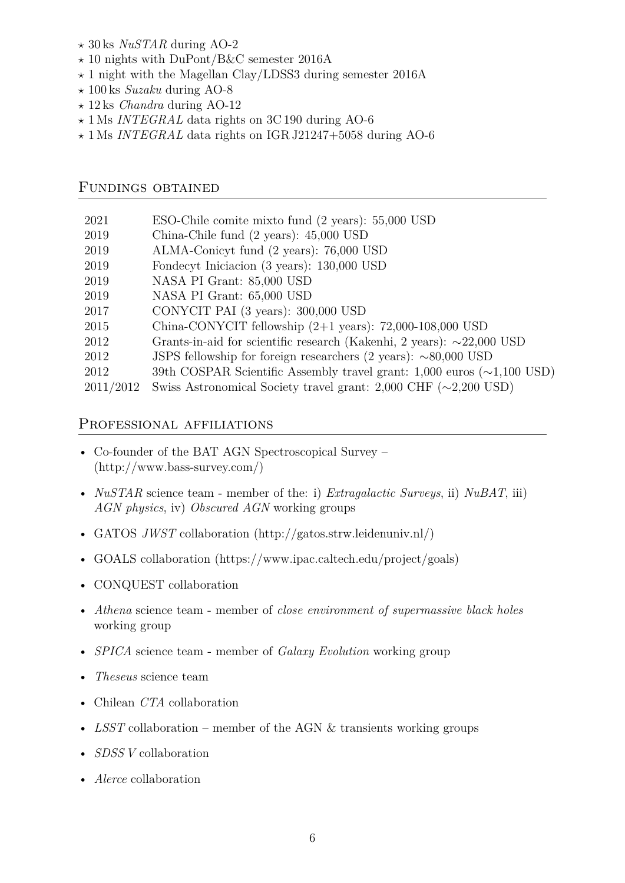* 30 ks *NuSTAR* during AO-2
* 10 nights with DuPont/B&C semester 2016A
* 1 night with the Magellan Clay/LDSS3 during semester 2016A
* 100 ks *Suzaku* during AO-8
* 12 ks *Chandra* during AO-12
* 1 Ms *INTEGRAL* data rights on 3C 190 during AO-6
* 1 Ms *INTEGRAL* data rights on IGR J21247+5058 during AO-6

## Fundings obtained

| | |
|---|---|
| 2021 | ESO-Chile comite mixto fund (2 years): 55,000 USD |
| 2019 | China-Chile fund (2 years): 45,000 USD |
| 2019 | ALMA-Conicyt fund (2 years): 76,000 USD |
| 2019 | Fondecyt Iniciacion (3 years): 130,000 USD |
| 2019 | NASA PI Grant: 85,000 USD |
| 2019 | NASA PI Grant: 65,000 USD |
| 2017 | CONYCIT PAI (3 years): 300,000 USD |
| 2015 | China-CONYCIT fellowship (2+1 years): 72,000-108,000 USD |
| 2012 | Grants-in-aid for scientific research (Kakenhi, 2 years): ∼22,000 USD |
| 2012 | JSPS fellowship for foreign researchers (2 years): ∼80,000 USD |
| 2012 | 39th COSPAR Scientific Assembly travel grant: 1,000 euros (∼1,100 USD) |
| 2011/2012 | Swiss Astronomical Society travel grant: 2,000 CHF (∼2,200 USD) |

## Professional affiliations

- Co-founder of the BAT AGN Spectroscopical Survey – (http://www.bass-survey.com/)
- *NuSTAR* science team - member of the: i) *Extragalactic Surveys*, ii) *NuBAT*, iii) *AGN physics*, iv) *Obscured AGN* working groups
- GATOS *JWST* collaboration (http://gatos.strw.leidenuniv.nl/)
- GOALS collaboration (https://www.ipac.caltech.edu/project/goals)
- CONQUEST collaboration
- *Athena* science team - member of *close environment of supermassive black holes* working group
- *SPICA* science team - member of *Galaxy Evolution* working group
- *Theseus* science team
- Chilean *CTA* collaboration
- *LSST* collaboration – member of the AGN & transients working groups
- *SDSS V* collaboration
- *Alerce* collaboration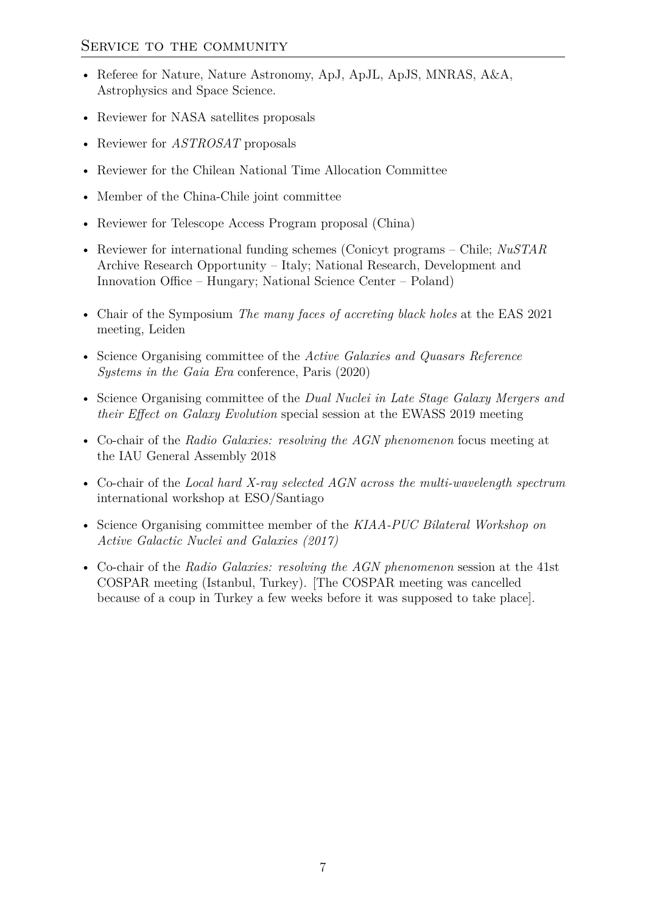## Service to the community

- Referee for Nature, Nature Astronomy, ApJ, ApJL, ApJS, MNRAS, A&A, Astrophysics and Space Science.
- Reviewer for NASA satellites proposals
- Reviewer for *ASTROSAT* proposals
- Reviewer for the Chilean National Time Allocation Committee
- Member of the China-Chile joint committee
- Reviewer for Telescope Access Program proposal (China)
- Reviewer for international funding schemes (Conicyt programs – Chile; *NuSTAR* Archive Research Opportunity – Italy; National Research, Development and Innovation Office – Hungary; National Science Center – Poland)
- Chair of the Symposium *The many faces of accreting black holes* at the EAS 2021 meeting, Leiden
- Science Organising committee of the *Active Galaxies and Quasars Reference Systems in the Gaia Era* conference, Paris (2020)
- Science Organising committee of the *Dual Nuclei in Late Stage Galaxy Mergers and their Effect on Galaxy Evolution* special session at the EWASS 2019 meeting
- Co-chair of the *Radio Galaxies: resolving the AGN phenomenon* focus meeting at the IAU General Assembly 2018
- Co-chair of the *Local hard X-ray selected AGN across the multi-wavelength spectrum* international workshop at ESO/Santiago
- Science Organising committee member of the *KIAA-PUC Bilateral Workshop on Active Galactic Nuclei and Galaxies (2017)*
- Co-chair of the *Radio Galaxies: resolving the AGN phenomenon* session at the 41st COSPAR meeting (Istanbul, Turkey). [The COSPAR meeting was cancelled because of a coup in Turkey a few weeks before it was supposed to take place].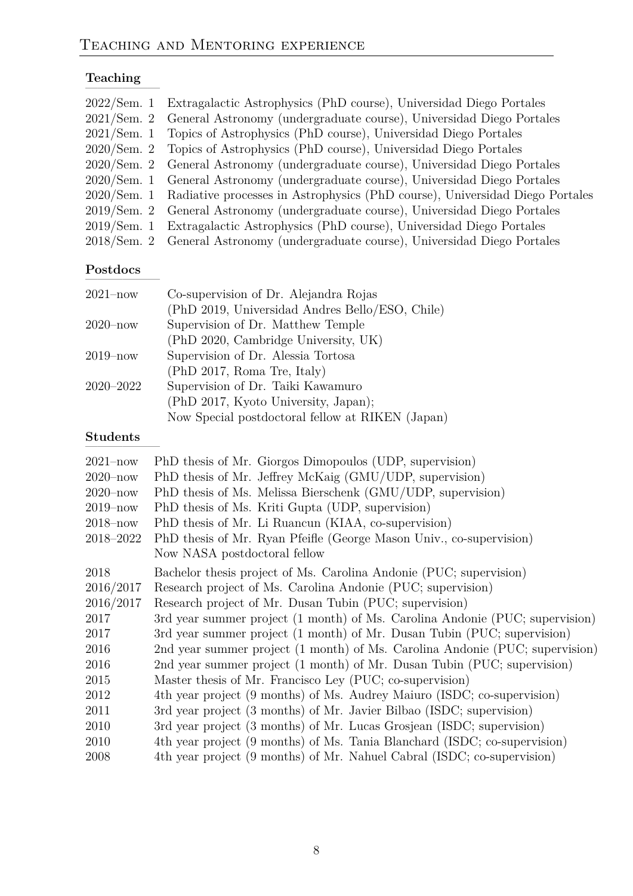## Teaching and Mentoring experience

### Teaching

- 2022/Sem. 1 Extragalactic Astrophysics (PhD course), Universidad Diego Portales
- 2021/Sem. 2 General Astronomy (undergraduate course), Universidad Diego Portales
- 2021/Sem. 1 Topics of Astrophysics (PhD course), Universidad Diego Portales
- 2020/Sem. 2 Topics of Astrophysics (PhD course), Universidad Diego Portales
- 2020/Sem. 2 General Astronomy (undergraduate course), Universidad Diego Portales
- 2020/Sem. 1 General Astronomy (undergraduate course), Universidad Diego Portales
- 2020/Sem. 1 Radiative processes in Astrophysics (PhD course), Universidad Diego Portales
- 2019/Sem. 2 General Astronomy (undergraduate course), Universidad Diego Portales
- 2019/Sem. 1 Extragalactic Astrophysics (PhD course), Universidad Diego Portales
- 2018/Sem. 2 General Astronomy (undergraduate course), Universidad Diego Portales

### Postdocs

- 2021–now Co-supervision of Dr. Alejandra Rojas
  (PhD 2019, Universidad Andres Bello/ESO, Chile)
- 2020–now Supervision of Dr. Matthew Temple
  (PhD 2020, Cambridge University, UK)
- 2019–now Supervision of Dr. Alessia Tortosa
  (PhD 2017, Roma Tre, Italy)
- 2020–2022 Supervision of Dr. Taiki Kawamuro
  (PhD 2017, Kyoto University, Japan);
  Now Special postdoctoral fellow at RIKEN (Japan)

### Students

- 2021–now PhD thesis of Mr. Giorgos Dimopoulos (UDP, supervision)
- 2020–now PhD thesis of Mr. Jeffrey McKaig (GMU/UDP, supervision)
- 2020–now PhD thesis of Ms. Melissa Bierschenk (GMU/UDP, supervision)
- 2019–now PhD thesis of Ms. Kriti Gupta (UDP, supervision)
- 2018–now PhD thesis of Mr. Li Ruancun (KIAA, co-supervision)
- 2018–2022 PhD thesis of Mr. Ryan Pfeifle (George Mason Univ., co-supervision)
  Now NASA postdoctoral fellow
- 2018 Bachelor thesis project of Ms. Carolina Andonie (PUC; supervision)
- 2016/2017 Research project of Ms. Carolina Andonie (PUC; supervision)
- 2016/2017 Research project of Mr. Dusan Tubin (PUC; supervision)
- 2017 3rd year summer project (1 month) of Ms. Carolina Andonie (PUC; supervision)
- 2017 3rd year summer project (1 month) of Mr. Dusan Tubin (PUC; supervision)
- 2016 2nd year summer project (1 month) of Ms. Carolina Andonie (PUC; supervision)
- 2016 2nd year summer project (1 month) of Mr. Dusan Tubin (PUC; supervision)
- 2015 Master thesis of Mr. Francisco Ley (PUC; co-supervision)
- 2012 4th year project (9 months) of Ms. Audrey Maiuro (ISDC; co-supervision)
- 2011 3rd year project (3 months) of Mr. Javier Bilbao (ISDC; supervision)
- 2010 3rd year project (3 months) of Mr. Lucas Grosjean (ISDC; supervision)
- 2010 4th year project (9 months) of Ms. Tania Blanchard (ISDC; co-supervision)
- 2008 4th year project (9 months) of Mr. Nahuel Cabral (ISDC; co-supervision)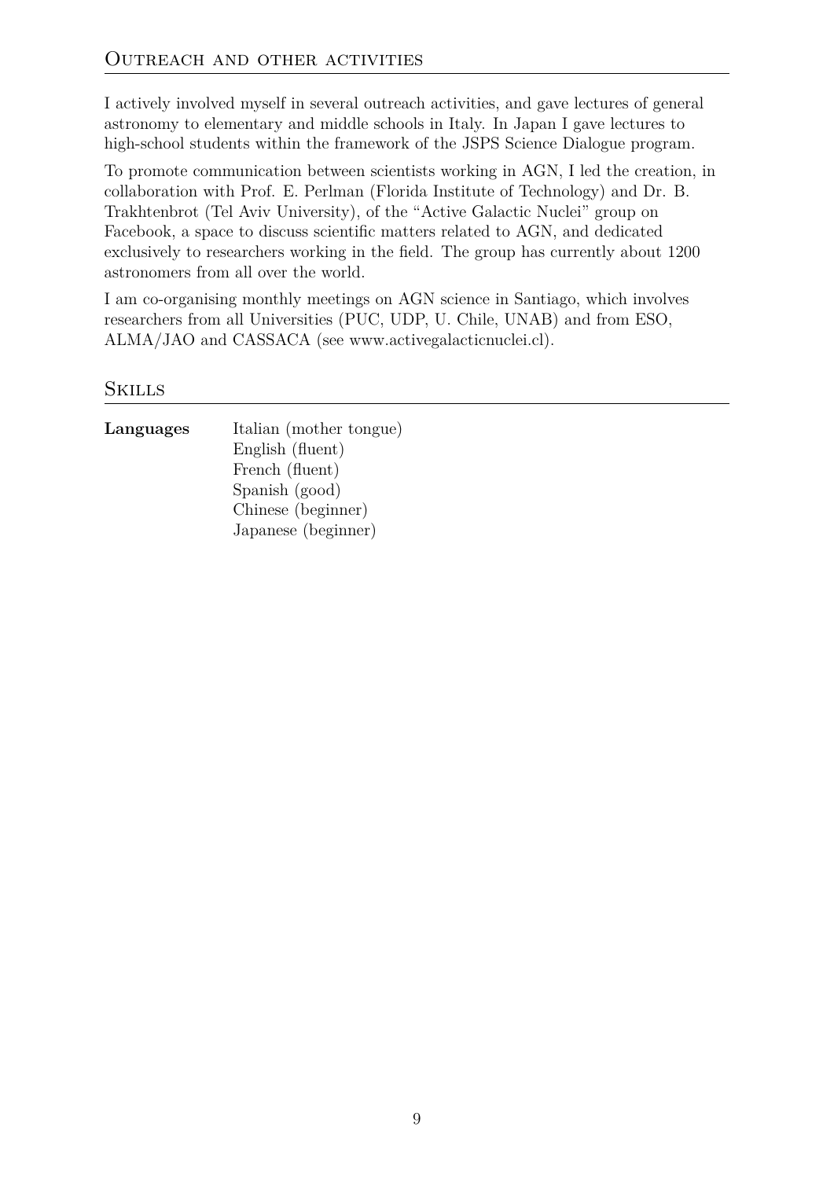## Outreach and other activities

I actively involved myself in several outreach activities, and gave lectures of general astronomy to elementary and middle schools in Italy. In Japan I gave lectures to high-school students within the framework of the JSPS Science Dialogue program.

To promote communication between scientists working in AGN, I led the creation, in collaboration with Prof. E. Perlman (Florida Institute of Technology) and Dr. B. Trakhtenbrot (Tel Aviv University), of the "Active Galactic Nuclei" group on Facebook, a space to discuss scientific matters related to AGN, and dedicated exclusively to researchers working in the field. The group has currently about 1200 astronomers from all over the world.

I am co-organising monthly meetings on AGN science in Santiago, which involves researchers from all Universities (PUC, UDP, U. Chile, UNAB) and from ESO, ALMA/JAO and CASSACA (see www.activegalacticnuclei.cl).

## Skills

| | |
|---|---|
| **Languages** | Italian (mother tongue) |
| | English (fluent) |
| | French (fluent) |
| | Spanish (good) |
| | Chinese (beginner) |
| | Japanese (beginner) |